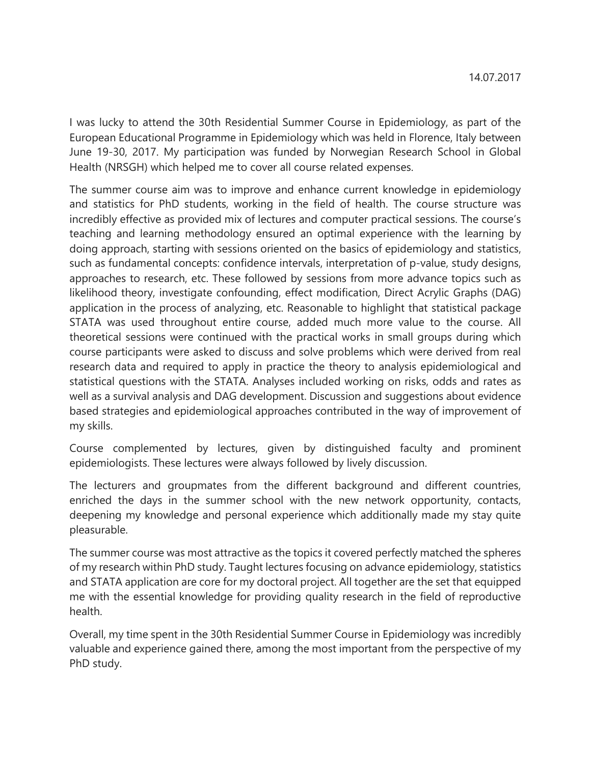14.07.2017

I was lucky to attend the 30th Residential Summer Course in Epidemiology, as part of the European Educational Programme in Epidemiology which was held in Florence, Italy between June 19-30, 2017. My participation was funded by Norwegian Research School in Global Health (NRSGH) which helped me to cover all course related expenses.

The summer course aim was to improve and enhance current knowledge in epidemiology and statistics for PhD students, working in the field of health. The course structure was incredibly effective as provided mix of lectures and computer practical sessions. The course's teaching and learning methodology ensured an optimal experience with the learning by doing approach, starting with sessions oriented on the basics of epidemiology and statistics, such as fundamental concepts: confidence intervals, interpretation of p-value, study designs, approaches to research, etc. These followed by sessions from more advance topics such as likelihood theory, investigate confounding, effect modification, Direct Acrylic Graphs (DAG) application in the process of analyzing, etc. Reasonable to highlight that statistical package STATA was used throughout entire course, added much more value to the course. All theoretical sessions were continued with the practical works in small groups during which course participants were asked to discuss and solve problems which were derived from real research data and required to apply in practice the theory to analysis epidemiological and statistical questions with the STATA. Analyses included working on risks, odds and rates as well as a survival analysis and DAG development. Discussion and suggestions about evidence based strategies and epidemiological approaches contributed in the way of improvement of my skills.

Course complemented by lectures, given by distinguished faculty and prominent epidemiologists. These lectures were always followed by lively discussion.

The lecturers and groupmates from the different background and different countries, enriched the days in the summer school with the new network opportunity, contacts, deepening my knowledge and personal experience which additionally made my stay quite pleasurable.

The summer course was most attractive as the topics it covered perfectly matched the spheres of my research within PhD study. Taught lectures focusing on advance epidemiology, statistics and STATA application are core for my doctoral project. All together are the set that equipped me with the essential knowledge for providing quality research in the field of reproductive health.

Overall, my time spent in the 30th Residential Summer Course in Epidemiology was incredibly valuable and experience gained there, among the most important from the perspective of my PhD study.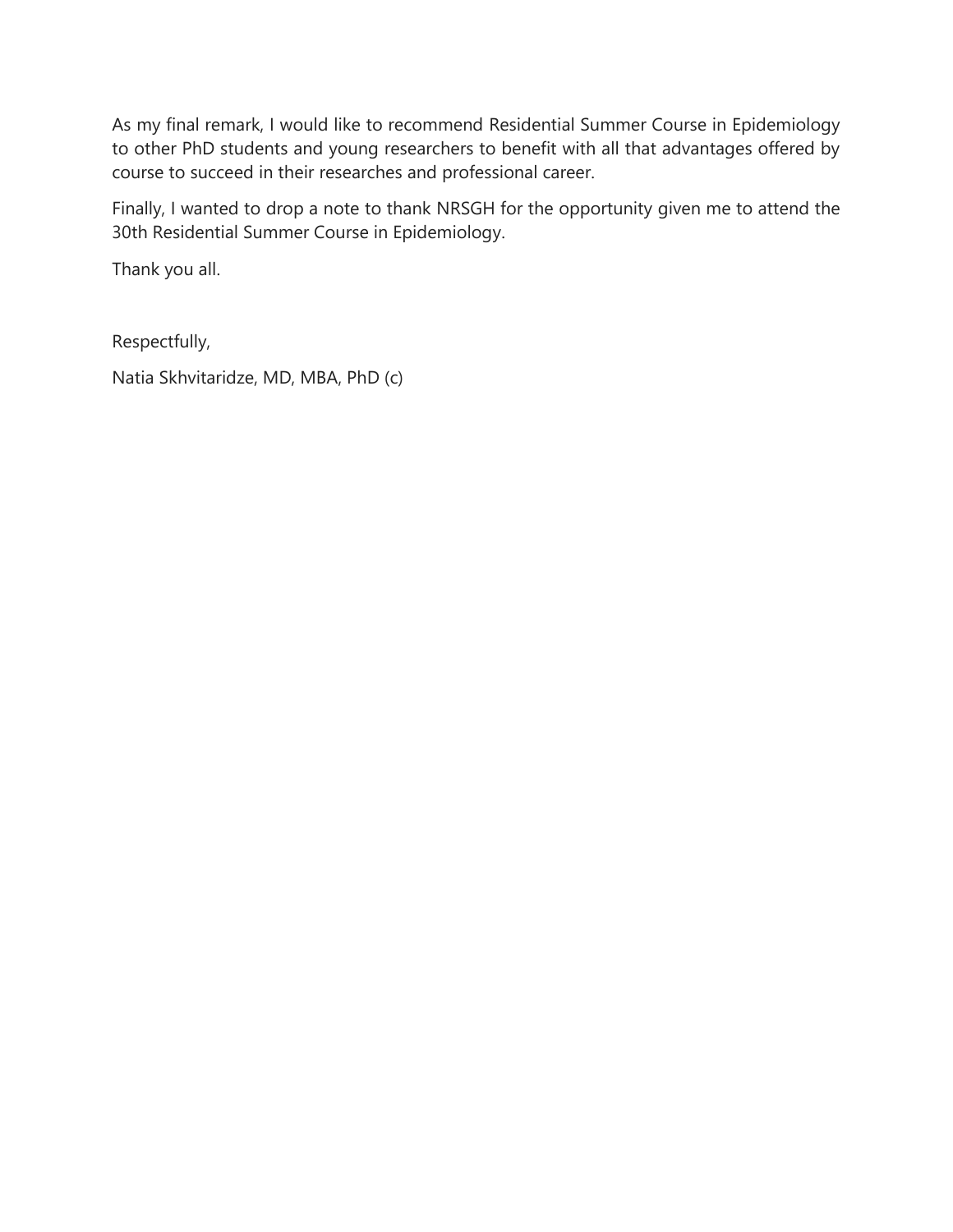As my final remark, I would like to recommend Residential Summer Course in Epidemiology to other PhD students and young researchers to benefit with all that advantages offered by course to succeed in their researches and professional career.

Finally, I wanted to drop a note to thank NRSGH for the opportunity given me to attend the 30th Residential Summer Course in Epidemiology.

Thank you all.

Respectfully,

Natia Skhvitaridze, MD, MBA, PhD (c)